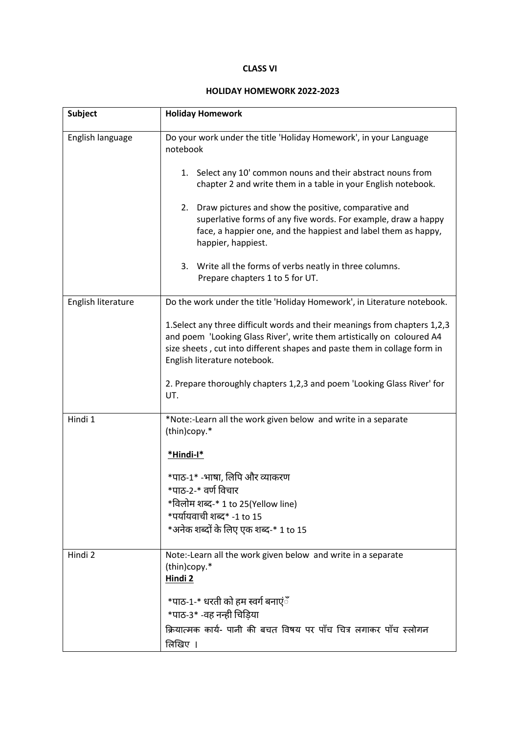**CLASS VI**

**HOLIDAY HOMEWORK 2022-2023**

| Subject | Holiday Homework |
|---|---|
| English language | Do your work under the title 'Holiday Homework', in your Language notebook<br><br>1. Select any 10' common nouns and their abstract nouns from chapter 2 and write them in a table in your English notebook.<br><br>2. Draw pictures and show the positive, comparative and superlative forms of any five words. For example, draw a happy face, a happier one, and the happiest and label them as happy, happier, happiest.<br><br>3. Write all the forms of verbs neatly in three columns. Prepare chapters 1 to 5 for UT. |
| English literature | Do the work under the title 'Holiday Homework', in Literature notebook.<br><br>1.Select any three difficult words and their meanings from chapters 1,2,3 and poem 'Looking Glass River', write them artistically on coloured A4 size sheets , cut into different shapes and paste them in collage form in English literature notebook.<br><br>2. Prepare thoroughly chapters 1,2,3 and poem 'Looking Glass River' for UT. |
| Hindi 1 | *Note:-Learn all the work given below and write in a separate (thin)copy.*<br><br>**<u>*Hindi-I*</u>**<br><br>*पाठ-1* -भाषा, लिपि और व्याकरण<br>*पाठ-2-* वर्ण विचार<br>*विलोम शब्द-* 1 to 25(Yellow line)<br>*पर्यायवाची शब्द* -1 to 15<br>*अनेक शब्दों के लिए एक शब्द-* 1 to 15 |
| Hindi 2 | Note:-Learn all the work given below and write in a separate (thin)copy.*<br>**<u>Hindi 2</u>**<br><br>*पाठ-1-* धरती को हम स्वर्ग बनाएंँ<br>*पाठ-3* -वह नन्ही चिड़िया<br>क्रियात्मक कार्य- पानी की बचत विषय पर पाँच चित्र लगाकर पाँच स्लोगन लिखिए । |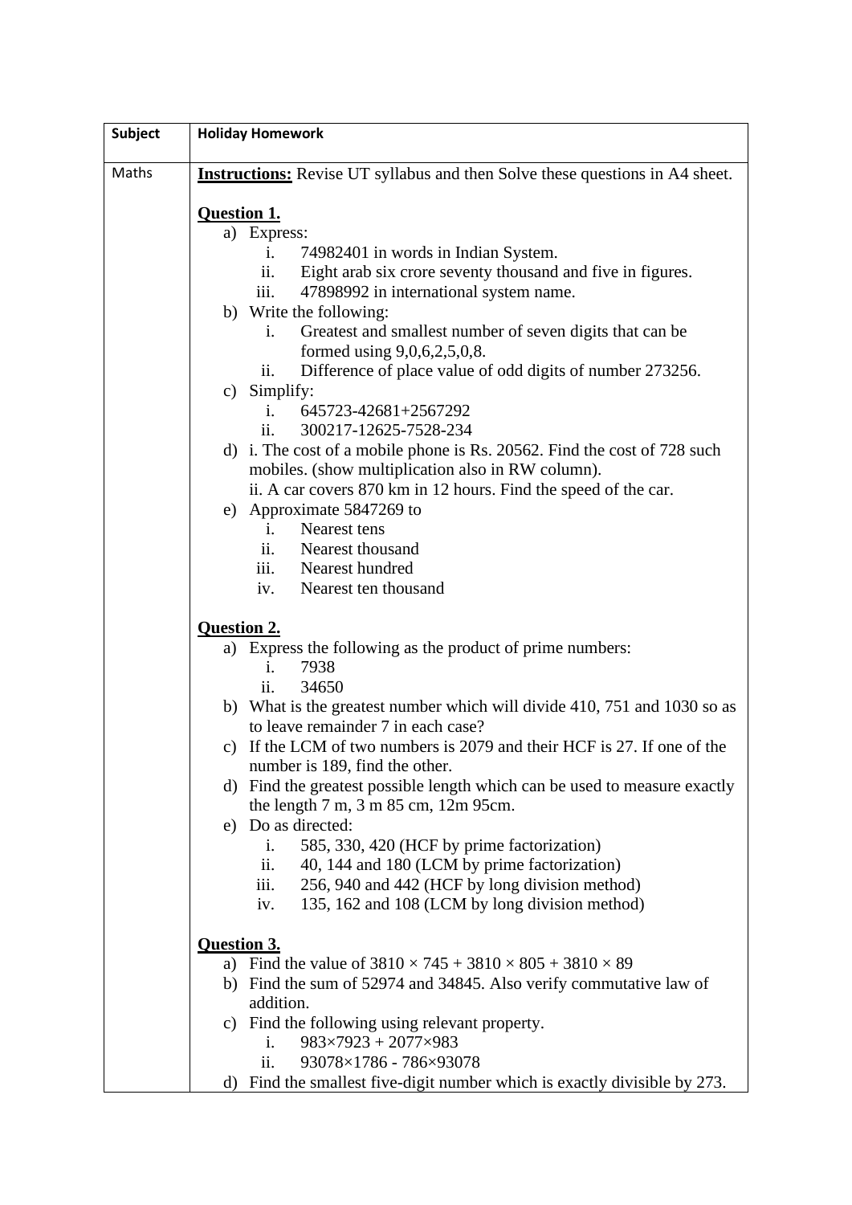| Subject | Holiday Homework |
|---|---|
| Maths | **Instructions:** Revise UT syllabus and then Solve these questions in A4 sheet.<br><br>**Question 1.**<br>a) Express:<br>i. 74982401 in words in Indian System.<br>ii. Eight arab six crore seventy thousand and five in figures.<br>iii. 47898992 in international system name.<br>b) Write the following:<br>i. Greatest and smallest number of seven digits that can be formed using 9,0,6,2,5,0,8.<br>ii. Difference of place value of odd digits of number 273256.<br>c) Simplify:<br>i. 645723-42681+2567292<br>ii. 300217-12625-7528-234<br>d) i. The cost of a mobile phone is Rs. 20562. Find the cost of 728 such mobiles. (show multiplication also in RW column).<br>ii. A car covers 870 km in 12 hours. Find the speed of the car.<br>e) Approximate 5847269 to<br>i. Nearest tens<br>ii. Nearest thousand<br>iii. Nearest hundred<br>iv. Nearest ten thousand<br><br>**Question 2.**<br>a) Express the following as the product of prime numbers:<br>i. 7938<br>ii. 34650<br>b) What is the greatest number which will divide 410, 751 and 1030 so as to leave remainder 7 in each case?<br>c) If the LCM of two numbers is 2079 and their HCF is 27. If one of the number is 189, find the other.<br>d) Find the greatest possible length which can be used to measure exactly the length 7 m, 3 m 85 cm, 12m 95cm.<br>e) Do as directed:<br>i. 585, 330, 420 (HCF by prime factorization)<br>ii. 40, 144 and 180 (LCM by prime factorization)<br>iii. 256, 940 and 442 (HCF by long division method)<br>iv. 135, 162 and 108 (LCM by long division method)<br><br>**Question 3.**<br>a) Find the value of $3810 \times 745 + 3810 \times 805 + 3810 \times 89$<br>b) Find the sum of 52974 and 34845. Also verify commutative law of addition.<br>c) Find the following using relevant property.<br>i. $983 \times 7923 + 2077 \times 983$<br>ii. $93078 \times 1786 - 786 \times 93078$<br>d) Find the smallest five-digit number which is exactly divisible by 273. |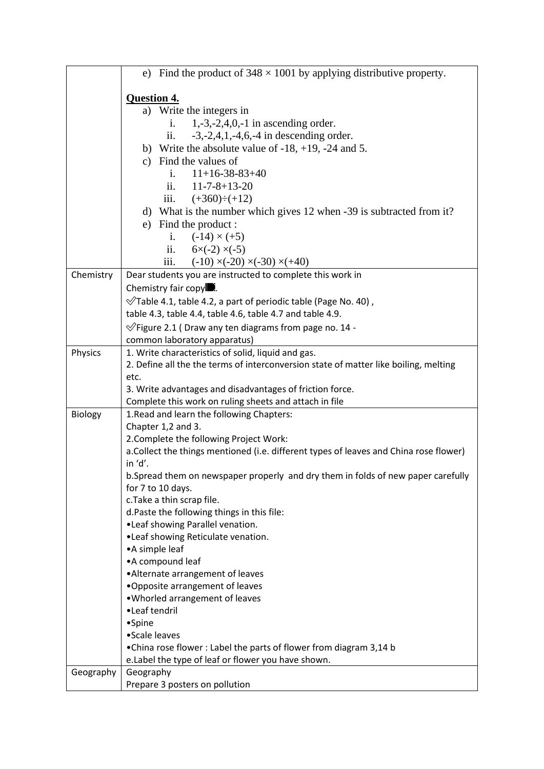| | |
|---|---|
| | e) Find the product of $348 \times 1001$ by applying distributive property.<br><br>**Question 4.**<br>a) Write the integers in<br>i. 1,-3,-2,4,0,-1 in ascending order.<br>ii. -3,-2,4,1,-4,6,-4 in descending order.<br>b) Write the absolute value of -18, +19, -24 and 5.<br>c) Find the values of<br>i. 11+16-38-83+40<br>ii. 11-7-8+13-20<br>iii. $(+360)\div(+12)$<br>d) What is the number which gives 12 when -39 is subtracted from it?<br>e) Find the product :<br>i. $(-14) \times (+5)$<br>ii. $6\times(-2) \times(-5)$<br>iii. $(-10) \times(-20) \times(-30) \times(+40)$ |
| Chemistry | Dear students you are instructed to complete this work in Chemistry fair copy.<br>✅Table 4.1, table 4.2, a part of periodic table (Page No. 40) , table 4.3, table 4.4, table 4.6, table 4.7 and table 4.9.<br>✅Figure 2.1 ( Draw any ten diagrams from page no. 14 - common laboratory apparatus) |
| Physics | 1. Write characteristics of solid, liquid and gas.<br>2. Define all the the terms of interconversion state of matter like boiling, melting etc.<br>3. Write advantages and disadvantages of friction force.<br>Complete this work on ruling sheets and attach in file |
| Biology | 1.Read and learn the following Chapters:<br>Chapter 1,2 and 3.<br>2.Complete the following Project Work:<br>a.Collect the things mentioned (i.e. different types of leaves and China rose flower) in 'd'.<br>b.Spread them on newspaper properly and dry them in folds of new paper carefully for 7 to 10 days.<br>c.Take a thin scrap file.<br>d.Paste the following things in this file:<br>•Leaf showing Parallel venation.<br>•Leaf showing Reticulate venation.<br>•A simple leaf<br>•A compound leaf<br>•Alternate arrangement of leaves<br>•Opposite arrangement of leaves<br>•Whorled arrangement of leaves<br>•Leaf tendril<br>•Spine<br>•Scale leaves<br>•China rose flower : Label the parts of flower from diagram 3,14 b<br>e.Label the type of leaf or flower you have shown. |
| Geography | Geography<br>Prepare 3 posters on pollution |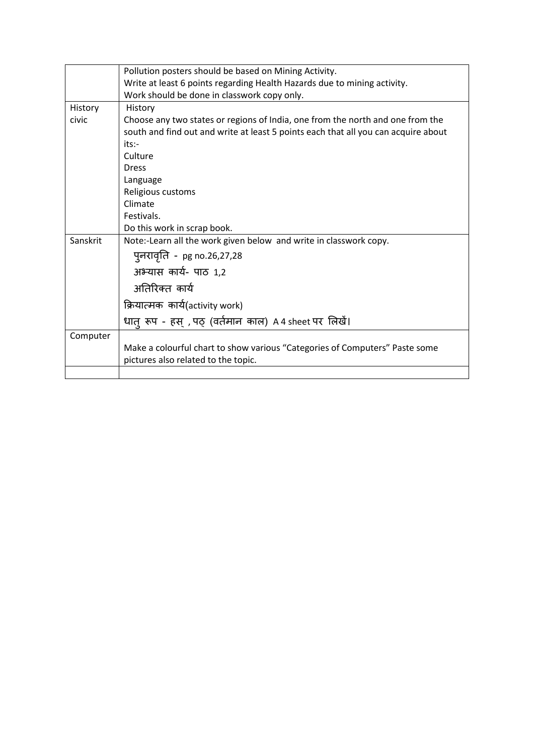| | |
|---|---|
| | Pollution posters should be based on Mining Activity.<br>Write at least 6 points regarding Health Hazards due to mining activity.<br>Work should be done in classwork copy only. |
| History civic | History<br>Choose any two states or regions of India, one from the north and one from the south and find out and write at least 5 points each that all you can acquire about its:-<br>Culture<br>Dress<br>Language<br>Religious customs<br>Climate<br>Festivals.<br>Do this work in scrap book. |
| Sanskrit | Note:-Learn all the work given below and write in classwork copy.<br>पुनरावृति - pg no.26,27,28<br>अभ्यास कार्य- पाठ 1,2<br>अतिरिक्त कार्य<br>क्रियात्मक कार्य(activity work)<br>धातु रूप - हस् , पठ् (वर्तमान काल) A 4 sheet पर लिखें। |
| Computer | Make a colourful chart to show various "Categories of Computers" Paste some pictures also related to the topic. |
| | |